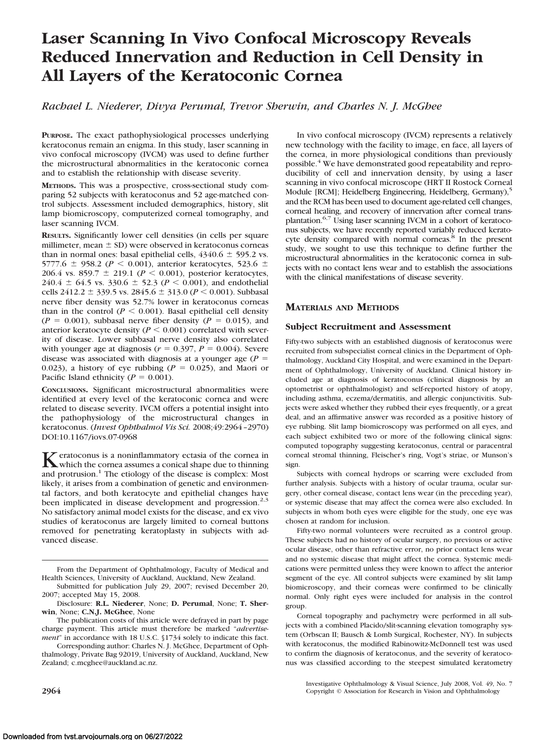# Laser Scanning In Vivo Confocal Microscopy Reveals Reduced Innervation and Reduction in Cell Density in All Layers of the Keratoconic Cornea

*Rachael L. Niederer, Divya Perumal, Trevor Sherwin, and Charles N. J. McGhee*

**PURPOSE.** The exact pathophysiological processes underlying keratoconus remain an enigma. In this study, laser scanning in vivo confocal microscopy (IVCM) was used to define further the microstructural abnormalities in the keratoconic cornea and to establish the relationship with disease severity.

**METHODS.** This was a prospective, cross-sectional study comparing 52 subjects with keratoconus and 52 age-matched control subjects. Assessment included demographics, history, slit lamp biomicroscopy, computerized corneal tomography, and laser scanning IVCM.

**RESULTS.** Significantly lower cell densities (in cells per square millimeter, mean ± SD) were observed in keratoconus corneas than in normal ones: basal epithelial cells, 4340.6 ± 595.2 vs. 5777.6 ± 958.2 ($P < 0.001$), anterior keratocytes, 523.6 ± 206.4 vs. 859.7 ± 219.1 ($P < 0.001$), posterior keratocytes, 240.4 ± 64.5 vs. 330.6 ± 52.3 ($P < 0.001$), and endothelial cells 2412.2 ± 339.5 vs. 2845.6 ± 313.0 ($P < 0.001$). Subbasal nerve fiber density was 52.7% lower in keratoconus corneas than in the control ($P < 0.001$). Basal epithelial cell density ($P = 0.001$), subbasal nerve fiber density ($P = 0.015$), and anterior keratocyte density ($P < 0.001$) correlated with severity of disease. Lower subbasal nerve density also correlated with younger age at diagnosis ($r = 0.397$, $P = 0.004$). Severe disease was associated with diagnosis at a younger age ($P = 0.023$), a history of eye rubbing ($P = 0.025$), and Maori or Pacific Island ethnicity ($P = 0.001$).

**CONCLUSIONS.** Significant microstructural abnormalities were identified at every level of the keratoconic cornea and were related to disease severity. IVCM offers a potential insight into the pathophysiology of the microstructural changes in keratoconus. (*Invest Ophthalmol Vis Sci.* 2008;49:2964–2970) DOI:10.1167/iovs.07-0968

Keratoconus is a noninflammatory ectasia of the cornea in which the cornea assumes a conical shape due to thinning and protrusion.[1] The etiology of the disease is complex: Most likely, it arises from a combination of genetic and environmental factors, and both keratocyte and epithelial changes have been implicated in disease development and progression.[2,3] No satisfactory animal model exists for the disease, and ex vivo studies of keratoconus are largely limited to corneal buttons removed for penetrating keratoplasty in subjects with advanced disease.

In vivo confocal microscopy (IVCM) represents a relatively new technology with the facility to image, en face, all layers of the cornea, in more physiological conditions than previously possible.[4] We have demonstrated good repeatability and reproducibility of cell and innervation density, by using a laser scanning in vivo confocal microscope (HRT II Rostock Corneal Module [RCM]; Heidelberg Engineering, Heidelberg, Germany),[5] and the RCM has been used to document age-related cell changes, corneal healing, and recovery of innervation after corneal transplantation.[6,7] Using laser scanning IVCM in a cohort of keratoconus subjects, we have recently reported variably reduced keratocyte density compared with normal corneas.[8] In the present study, we sought to use this technique to define further the microstructural abnormalities in the keratoconic cornea in subjects with no contact lens wear and to establish the associations with the clinical manifestations of disease severity.

## MATERIALS AND METHODS

### Subject Recruitment and Assessment

Fifty-two subjects with an established diagnosis of keratoconus were recruited from subspecialist corneal clinics in the Department of Ophthalmology, Auckland City Hospital, and were examined in the Department of Ophthalmology, University of Auckland. Clinical history included age at diagnosis of keratoconus (clinical diagnosis by an optometrist or ophthalmologist) and self-reported history of atopy, including asthma, eczema/dermatitis, and allergic conjunctivitis. Subjects were asked whether they rubbed their eyes frequently, or a great deal, and an affirmative answer was recorded as a positive history of eye rubbing. Slit lamp biomicroscopy was performed on all eyes, and each subject exhibited two or more of the following clinical signs: computed topography suggesting keratoconus, central or paracentral corneal stromal thinning, Fleischer's ring, Vogt's striae, or Munson's sign.

Subjects with corneal hydrops or scarring were excluded from further analysis. Subjects with a history of ocular trauma, ocular surgery, other corneal disease, contact lens wear (in the preceding year), or systemic disease that may affect the cornea were also excluded. In subjects in whom both eyes were eligible for the study, one eye was chosen at random for inclusion.

Fifty-two normal volunteers were recruited as a control group. These subjects had no history of ocular surgery, no previous or active ocular disease, other than refractive error, no prior contact lens wear and no systemic disease that might affect the cornea. Systemic medications were permitted unless they were known to affect the anterior segment of the eye. All control subjects were examined by slit lamp biomicroscopy, and their corneas were confirmed to be clinically normal. Only right eyes were included for analysis in the control group.

Corneal topography and pachymetry were performed in all subjects with a combined Placido/slit-scanning elevation tomography system (Orbscan II; Bausch & Lomb Surgical, Rochester, NY). In subjects with keratoconus, the modified Rabinowitz-McDonnell test was used to confirm the diagnosis of keratoconus, and the severity of keratoconus was classified according to the steepest simulated keratometry

From the Department of Ophthalmology, Faculty of Medical and Health Sciences, University of Auckland, Auckland, New Zealand.

Submitted for publication July 29, 2007; revised December 20, 2007; accepted May 15, 2008.

Disclosure: **R.L. Niederer**, None; **D. Perumal**, None; **T. Sherwin**, None; **C.N.J. McGhee**, None

The publication costs of this article were defrayed in part by page charge payment. This article must therefore be marked "*advertisement*" in accordance with 18 U.S.C. §1734 solely to indicate this fact.

Corresponding author: Charles N. J. McGhee, Department of Ophthalmology, Private Bag 92019, University of Auckland, Auckland, New Zealand; c.mcghee@auckland.ac.nz.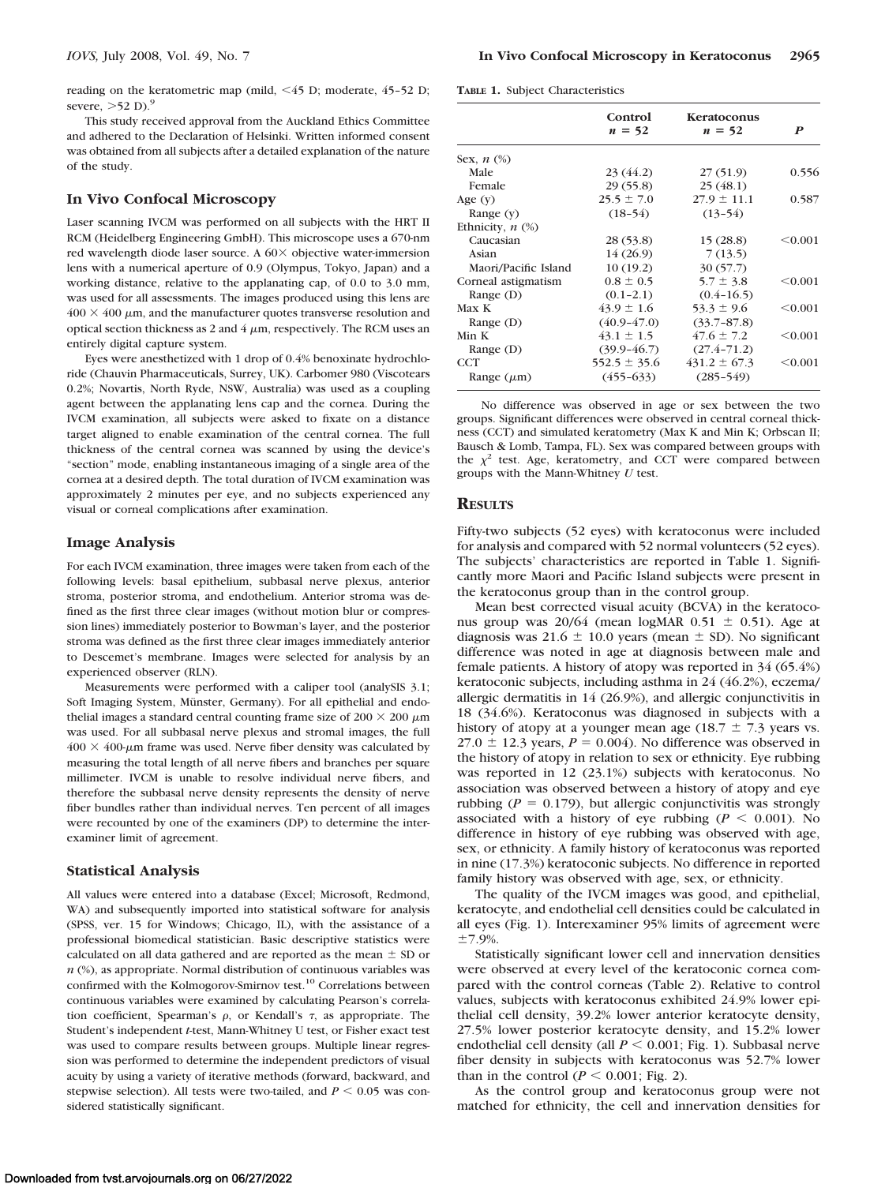reading on the keratometric map (mild, <45 D; moderate, 45–52 D; severe, >52 D).[9]

This study received approval from the Auckland Ethics Committee and adhered to the Declaration of Helsinki. Written informed consent was obtained from all subjects after a detailed explanation of the nature of the study.

### In Vivo Confocal Microscopy

Laser scanning IVCM was performed on all subjects with the HRT II RCM (Heidelberg Engineering GmbH). This microscope uses a 670-nm red wavelength diode laser source. A 60× objective water-immersion lens with a numerical aperture of 0.9 (Olympus, Tokyo, Japan) and a working distance, relative to the applanating cap, of 0.0 to 3.0 mm, was used for all assessments. The images produced using this lens are 400 × 400 μm, and the manufacturer quotes transverse resolution and optical section thickness as 2 and 4 μm, respectively. The RCM uses an entirely digital capture system.

Eyes were anesthetized with 1 drop of 0.4% benoxinate hydrochloride (Chauvin Pharmaceuticals, Surrey, UK). Carbomer 980 (Viscotears 0.2%; Novartis, North Ryde, NSW, Australia) was used as a coupling agent between the applanating lens cap and the cornea. During the IVCM examination, all subjects were asked to fixate on a distance target aligned to enable examination of the central cornea. The full thickness of the central cornea was scanned by using the device's "section" mode, enabling instantaneous imaging of a single area of the cornea at a desired depth. The total duration of IVCM examination was approximately 2 minutes per eye, and no subjects experienced any visual or corneal complications after examination.

### Image Analysis

For each IVCM examination, three images were taken from each of the following levels: basal epithelium, subbasal nerve plexus, anterior stroma, posterior stroma, and endothelium. Anterior stroma was defined as the first three clear images (without motion blur or compression lines) immediately posterior to Bowman's layer, and the posterior stroma was defined as the first three clear images immediately anterior to Descemet's membrane. Images were selected for analysis by an experienced observer (RLN).

Measurements were performed with a caliper tool (analySIS 3.1; Soft Imaging System, Münster, Germany). For all epithelial and endothelial images a standard central counting frame size of 200 × 200 μm was used. For all subbasal nerve plexus and stromal images, the full 400 × 400-μm frame was used. Nerve fiber density was calculated by measuring the total length of all nerve fibers and branches per square millimeter. IVCM is unable to resolve individual nerve fibers, and therefore the subbasal nerve density represents the density of nerve fiber bundles rather than individual nerves. Ten percent of all images were recounted by one of the examiners (DP) to determine the interexaminer limit of agreement.

### Statistical Analysis

All values were entered into a database (Excel; Microsoft, Redmond, WA) and subsequently imported into statistical software for analysis (SPSS, ver. 15 for Windows; Chicago, IL), with the assistance of a professional biomedical statistician. Basic descriptive statistics were calculated on all data gathered and are reported as the mean ± SD or *n* (%), as appropriate. Normal distribution of continuous variables was confirmed with the Kolmogorov-Smirnov test.[10] Correlations between continuous variables were examined by calculating Pearson's correlation coefficient, Spearman's $\rho$, or Kendall's $\tau$, as appropriate. The Student's independent *t*-test, Mann-Whitney U test, or Fisher exact test was used to compare results between groups. Multiple linear regression was performed to determine the independent predictors of visual acuity by using a variety of iterative methods (forward, backward, and stepwise selection). All tests were two-tailed, and $P < 0.05$ was considered statistically significant.

**Table 1.** Subject Characteristics

| | Control $n = 52$ | Keratoconus $n = 52$ | *P* |
|---|---|---|---|
| Sex, *n* (%) | | | |
| Male | 23 (44.2) | 27 (51.9) | 0.556 |
| Female | 29 (55.8) | 25 (48.1) | |
| Age (y) | 25.5 ± 7.0 | 27.9 ± 11.1 | 0.587 |
| Range (y) | (18–54) | (13–54) | |
| Ethnicity, *n* (%) | | | |
| Caucasian | 28 (53.8) | 15 (28.8) | <0.001 |
| Asian | 14 (26.9) | 7 (13.5) | |
| Maori/Pacific Island | 10 (19.2) | 30 (57.7) | |
| Corneal astigmatism | 0.8 ± 0.5 | 5.7 ± 3.8 | <0.001 |
| Range (D) | (0.1–2.1) | (0.4–16.5) | |
| Max K | 43.9 ± 1.6 | 53.3 ± 9.6 | <0.001 |
| Range (D) | (40.9–47.0) | (33.7–87.8) | |
| Min K | 43.1 ± 1.5 | 47.6 ± 7.2 | <0.001 |
| Range (D) | (39.9–46.7) | (27.4–71.2) | |
| CCT | 552.5 ± 35.6 | 431.2 ± 67.3 | <0.001 |
| Range (μm) | (455–633) | (285–549) | |

No difference was observed in age or sex between the two groups. Significant differences were observed in central corneal thickness (CCT) and simulated keratometry (Max K and Min K; Orbscan II; Bausch & Lomb, Tampa, FL). Sex was compared between groups with the $\chi^2$ test. Age, keratometry, and CCT were compared between groups with the Mann-Whitney *U* test.

## Results

Fifty-two subjects (52 eyes) with keratoconus were included for analysis and compared with 52 normal volunteers (52 eyes). The subjects' characteristics are reported in Table 1. Significantly more Maori and Pacific Island subjects were present in the keratoconus group than in the control group.

Mean best corrected visual acuity (BCVA) in the keratoconus group was 20/64 (mean logMAR 0.51 ± 0.51). Age at diagnosis was 21.6 ± 10.0 years (mean ± SD). No significant difference was noted in age at diagnosis between male and female patients. A history of atopy was reported in 34 (65.4%) keratoconic subjects, including asthma in 24 (46.2%), eczema/allergic dermatitis in 14 (26.9%), and allergic conjunctivitis in 18 (34.6%). Keratoconus was diagnosed in subjects with a history of atopy at a younger mean age (18.7 ± 7.3 years vs. 27.0 ± 12.3 years, $P = 0.004$). No difference was observed in the history of atopy in relation to sex or ethnicity. Eye rubbing was reported in 12 (23.1%) subjects with keratoconus. No association was observed between a history of atopy and eye rubbing ($P = 0.179$), but allergic conjunctivitis was strongly associated with a history of eye rubbing ($P < 0.001$). No difference in history of eye rubbing was observed with age, sex, or ethnicity. A family history of keratoconus was reported in nine (17.3%) keratoconic subjects. No difference in reported family history was observed with age, sex, or ethnicity.

The quality of the IVCM images was good, and epithelial, keratocyte, and endothelial cell densities could be calculated in all eyes (Fig. 1). Interexaminer 95% limits of agreement were ±7.9%.

Statistically significant lower cell and innervation densities were observed at every level of the keratoconic cornea compared with the control corneas (Table 2). Relative to control values, subjects with keratoconus exhibited 24.9% lower epithelial cell density, 39.2% lower anterior keratocyte density, 27.5% lower posterior keratocyte density, and 15.2% lower endothelial cell density (all $P < 0.001$; Fig. 1). Subbasal nerve fiber density in subjects with keratoconus was 52.7% lower than in the control ($P < 0.001$; Fig. 2).

As the control group and keratoconus group were not matched for ethnicity, the cell and innervation densities for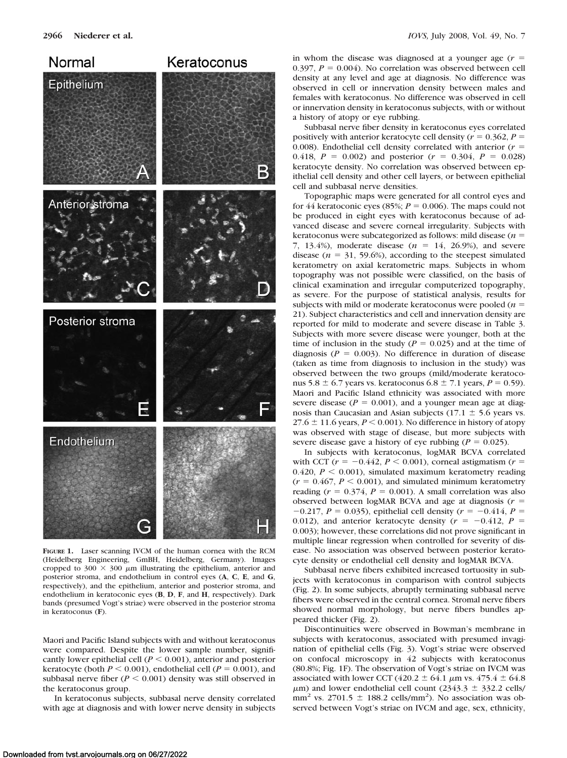FIGURE 1. Laser scanning IVCM of the human cornea with the RCM (Heidelberg Engineering, GmBH, Heidelberg, Germany). Images cropped to 300 × 300 μm illustrating the epithelium, anterior and posterior stroma, and endothelium in control eyes (**A**, **C**, **E**, and **G**, respectively), and the epithelium, anterior and posterior stroma, and endothelium in keratoconic eyes (**B**, **D**, **F**, and **H**, respectively). Dark bands (presumed Vogt's striae) were observed in the posterior stroma in keratoconus (**F**).

Maori and Pacific Island subjects with and without keratoconus were compared. Despite the lower sample number, significantly lower epithelial cell ($P < 0.001$), anterior and posterior keratocyte (both $P < 0.001$), endothelial cell ($P = 0.001$), and subbasal nerve fiber ($P < 0.001$) density was still observed in the keratoconus group.

In keratoconus subjects, subbasal nerve density correlated with age at diagnosis and with lower nerve density in subjects in whom the disease was diagnosed at a younger age ($r = 0.397$, $P = 0.004$). No correlation was observed between cell density at any level and age at diagnosis. No difference was observed in cell or innervation density between males and females with keratoconus. No difference was observed in cell or innervation density in keratoconus subjects, with or without a history of atopy or eye rubbing.

Subbasal nerve fiber density in keratoconus eyes correlated positively with anterior keratocyte cell density ($r = 0.362$, $P = 0.008$). Endothelial cell density correlated with anterior ($r = 0.418$, $P = 0.002$) and posterior ($r = 0.304$, $P = 0.028$) keratocyte density. No correlation was observed between epithelial cell density and other cell layers, or between epithelial cell and subbasal nerve densities.

Topographic maps were generated for all control eyes and for 44 keratoconic eyes (85%; $P = 0.006$). The maps could not be produced in eight eyes with keratoconus because of advanced disease and severe corneal irregularity. Subjects with keratoconus were subcategorized as follows: mild disease ($n = 7$, 13.4%), moderate disease ($n = 14$, 26.9%), and severe disease ($n = 31$, 59.6%), according to the steepest simulated keratometry on axial keratometric maps. Subjects in whom topography was not possible were classified, on the basis of clinical examination and irregular computerized topography, as severe. For the purpose of statistical analysis, results for subjects with mild or moderate keratoconus were pooled ($n = 21$). Subject characteristics and cell and innervation density are reported for mild to moderate and severe disease in Table 3. Subjects with more severe disease were younger, both at the time of inclusion in the study ($P = 0.025$) and at the time of diagnosis ($P = 0.003$). No difference in duration of disease (taken as time from diagnosis to inclusion in the study) was observed between the two groups (mild/moderate keratoconus 5.8 ± 6.7 years vs. keratoconus 6.8 ± 7.1 years, $P = 0.59$). Maori and Pacific Island ethnicity was associated with more severe disease ($P = 0.001$), and a younger mean age at diagnosis than Caucasian and Asian subjects (17.1 ± 5.6 years vs. 27.6 ± 11.6 years, $P < 0.001$). No difference in history of atopy was observed with stage of disease, but more subjects with severe disease gave a history of eye rubbing ($P = 0.025$).

In subjects with keratoconus, logMAR BCVA correlated with CCT ($r = -0.442$, $P < 0.001$), corneal astigmatism ($r = 0.420$, $P < 0.001$), simulated maximum keratometry reading ($r = 0.467$, $P < 0.001$), and simulated minimum keratometry reading ($r = 0.374$, $P = 0.001$). A small correlation was also observed between logMAR BCVA and age at diagnosis ($r = -0.217$, $P = 0.035$), epithelial cell density ($r = -0.414$, $P = 0.012$), and anterior keratocyte density ($r = -0.412$, $P = 0.003$); however, these correlations did not prove significant in multiple linear regression when controlled for severity of disease. No association was observed between posterior keratocyte density or endothelial cell density and logMAR BCVA.

Subbasal nerve fibers exhibited increased tortuosity in subjects with keratoconus in comparison with control subjects (Fig. 2). In some subjects, abruptly terminating subbasal nerve fibers were observed in the central cornea. Stromal nerve fibers showed normal morphology, but nerve fibers bundles appeared thicker (Fig. 2).

Discontinuities were observed in Bowman's membrane in subjects with keratoconus, associated with presumed invagination of epithelial cells (Fig. 3). Vogt's striae were observed on confocal microscopy in 42 subjects with keratoconus (80.8%; Fig. 1F). The observation of Vogt's striae on IVCM was associated with lower CCT (420.2 ± 64.1 μm vs. 475.4 ± 64.8 μm) and lower endothelial cell count (2343.3 ± 332.2 cells/mm$^2$ vs. 2701.5 ± 188.2 cells/mm$^2$). No association was observed between Vogt's striae on IVCM and age, sex, ethnicity,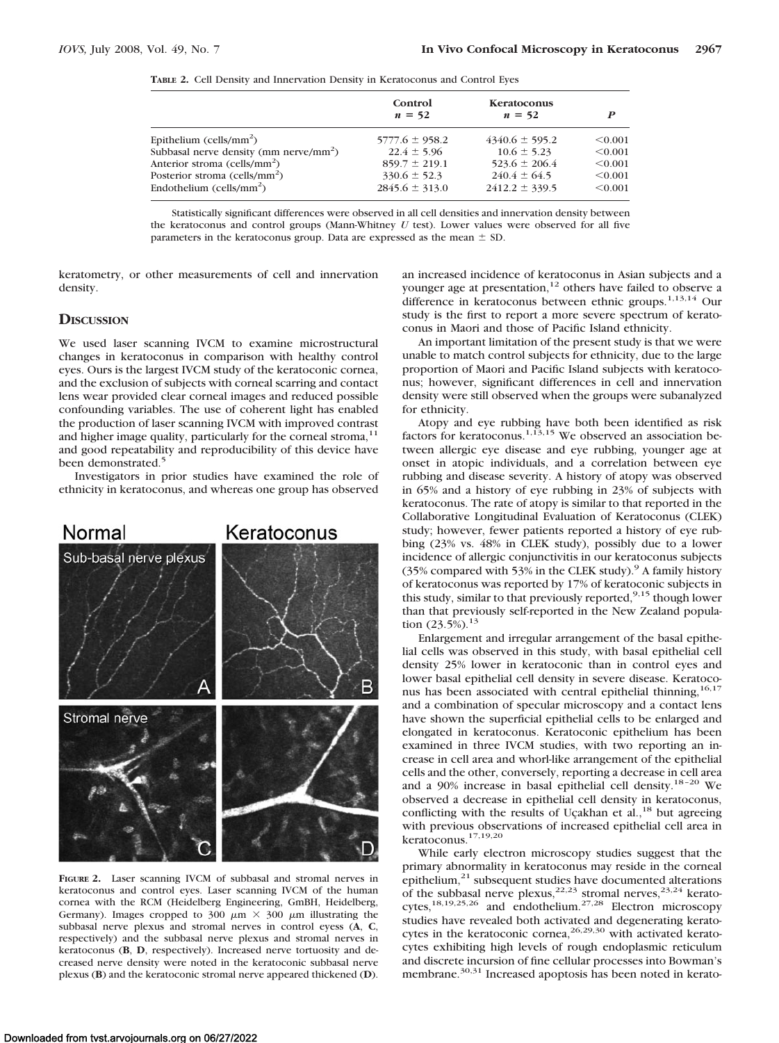**TABLE 2.** Cell Density and Innervation Density in Keratoconus and Control Eyes

| | Control $n = 52$ | Keratoconus $n = 52$ | $P$ |
|---|---|---|---|
| Epithelium (cells/mm$^2$) | 5777.6 ± 958.2 | 4340.6 ± 595.2 | <0.001 |
| Subbasal nerve density (mm nerve/mm$^2$) | 22.4 ± 5.96 | 10.6 ± 5.23 | <0.001 |
| Anterior stroma (cells/mm$^2$) | 859.7 ± 219.1 | 523.6 ± 206.4 | <0.001 |
| Posterior stroma (cells/mm$^2$) | 330.6 ± 52.3 | 240.4 ± 64.5 | <0.001 |
| Endothelium (cells/mm$^2$) | 2845.6 ± 313.0 | 2412.2 ± 339.5 | <0.001 |

Statistically significant differences were observed in all cell densities and innervation density between the keratoconus and control groups (Mann-Whitney $U$ test). Lower values were observed for all five parameters in the keratoconus group. Data are expressed as the mean ± SD.

keratometry, or other measurements of cell and innervation density.

## DISCUSSION

We used laser scanning IVCM to examine microstructural changes in keratoconus in comparison with healthy control eyes. Ours is the largest IVCM study of the keratoconic cornea, and the exclusion of subjects with corneal scarring and contact lens wear provided clear corneal images and reduced possible confounding variables. The use of coherent light has enabled the production of laser scanning IVCM with improved contrast and higher image quality, particularly for the corneal stroma,[11] and good repeatability and reproducibility of this device have been demonstrated.[5]

Investigators in prior studies have examined the role of ethnicity in keratoconus, and whereas one group has observed an increased incidence of keratoconus in Asian subjects and a younger age at presentation,[12] others have failed to observe a difference in keratoconus between ethnic groups.[1,13,14] Our study is the first to report a more severe spectrum of keratoconus in Maori and those of Pacific Island ethnicity.

An important limitation of the present study is that we were unable to match control subjects for ethnicity, due to the large proportion of Maori and Pacific Island subjects with keratoconus; however, significant differences in cell and innervation density were still observed when the groups were subanalyzed for ethnicity.

Atopy and eye rubbing have both been identified as risk factors for keratoconus.[1,13,15] We observed an association between allergic eye disease and eye rubbing, younger age at onset in atopic individuals, and a correlation between eye rubbing and disease severity. A history of atopy was observed in 65% and a history of eye rubbing in 23% of subjects with keratoconus. The rate of atopy is similar to that reported in the Collaborative Longitudinal Evaluation of Keratoconus (CLEK) study; however, fewer patients reported a history of eye rubbing (23% vs. 48% in CLEK study), possibly due to a lower incidence of allergic conjunctivitis in our keratoconus subjects (35% compared with 53% in the CLEK study).[9] A family history of keratoconus was reported by 17% of keratoconic subjects in this study, similar to that previously reported,[9,15] though lower than that previously self-reported in the New Zealand population (23.5%).[13]

Enlargement and irregular arrangement of the basal epithelial cells was observed in this study, with basal epithelial cell density 25% lower in keratoconic than in control eyes and lower basal epithelial cell density in severe disease. Keratoconus has been associated with central epithelial thinning,[16,17] and a combination of specular microscopy and a contact lens have shown the superficial epithelial cells to be enlarged and elongated in keratoconus. Keratoconic epithelium has been examined in three IVCM studies, with two reporting an increase in cell area and whorl-like arrangement of the epithelial cells and the other, conversely, reporting a decrease in cell area and a 90% increase in basal epithelial cell density.[18–20] We observed a decrease in epithelial cell density in keratoconus, conflicting with the results of Uçakhan et al.,[18] but agreeing with previous observations of increased epithelial cell area in keratoconus.[17,19,20]

While early electron microscopy studies suggest that the primary abnormality in keratoconus may reside in the corneal epithelium,[21] subsequent studies have documented alterations of the subbasal nerve plexus,[22,23] stromal nerves,[23,24] keratocytes,[18,19,25,26] and endothelium.[27,28] Electron microscopy studies have revealed both activated and degenerating keratocytes in the keratoconic cornea,[26,29,30] with activated keratocytes exhibiting high levels of rough endoplasmic reticulum and discrete incursion of fine cellular processes into Bowman's membrane.[30,31] Increased apoptosis has been noted in kerato-

**FIGURE 2.** Laser scanning IVCM of subbasal and stromal nerves in keratoconus and control eyes. Laser scanning IVCM of the human cornea with the RCM (Heidelberg Engineering, GmBH, Heidelberg, Germany). Images cropped to 300 μm × 300 μm illustrating the subbasal nerve plexus and stromal nerves in control eyess (**A**, **C**, respectively) and the subbasal nerve plexus and stromal nerves in keratoconus (**B**, **D**, respectively). Increased nerve tortuosity and decreased nerve density were noted in the keratoconic subbasal nerve plexus (**B**) and the keratoconic stromal nerve appeared thickened (**D**).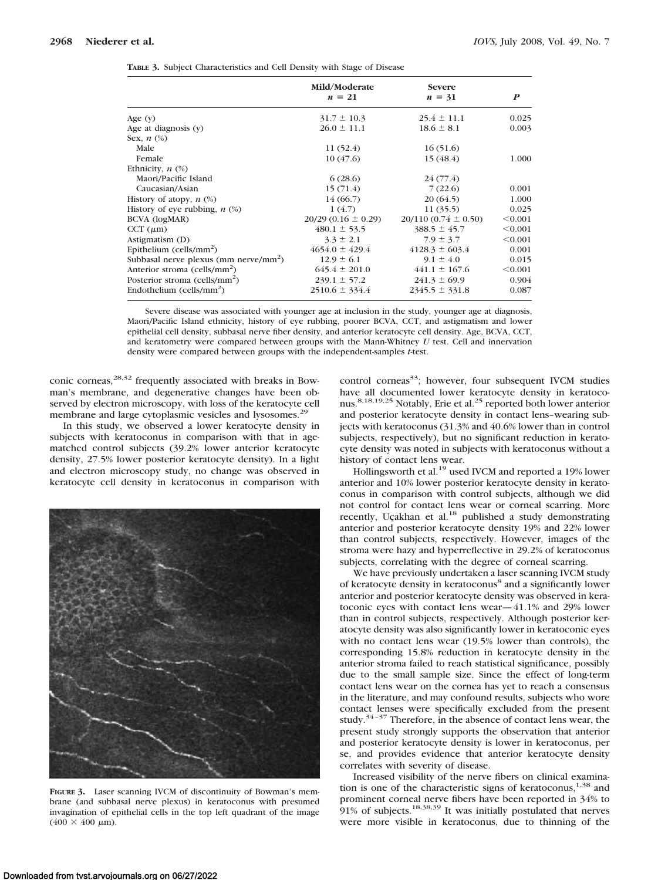**TABLE 3.** Subject Characteristics and Cell Density with Stage of Disease

| | Mild/Moderate $n = 21$ | Severe $n = 31$ | $P$ |
|---|---|---|---|
| Age (y) | 31.7 ± 10.3 | 25.4 ± 11.1 | 0.025 |
| Age at diagnosis (y) | 26.0 ± 11.1 | 18.6 ± 8.1 | 0.003 |
| Sex, $n$ (%) | | | |
| Male | 11 (52.4) | 16 (51.6) | |
| Female | 10 (47.6) | 15 (48.4) | 1.000 |
| Ethnicity, $n$ (%) | | | |
| Maori/Pacific Island | 6 (28.6) | 24 (77.4) | |
| Caucasian/Asian | 15 (71.4) | 7 (22.6) | 0.001 |
| History of atopy, $n$ (%) | 14 (66.7) | 20 (64.5) | 1.000 |
| History of eye rubbing, $n$ (%) | 1 (4.7) | 11 (35.5) | 0.025 |
| BCVA (logMAR) | 20/29 (0.16 ± 0.29) | 20/110 (0.74 ± 0.50) | <0.001 |
| CCT (μm) | 480.1 ± 53.5 | 388.5 ± 45.7 | <0.001 |
| Astigmatism (D) | 3.3 ± 2.1 | 7.9 ± 3.7 | <0.001 |
| Epithelium (cells/mm$^2$) | 4654.0 ± 429.4 | 4128.3 ± 603.4 | 0.001 |
| Subbasal nerve plexus (mm nerve/mm$^2$) | 12.9 ± 6.1 | 9.1 ± 4.0 | 0.015 |
| Anterior stroma (cells/mm$^2$) | 645.4 ± 201.0 | 441.1 ± 167.6 | <0.001 |
| Posterior stroma (cells/mm$^2$) | 239.1 ± 57.2 | 241.3 ± 69.9 | 0.904 |
| Endothelium (cells/mm$^2$) | 2510.6 ± 334.4 | 2345.5 ± 331.8 | 0.087 |

Severe disease was associated with younger age at inclusion in the study, younger age at diagnosis, Maori/Pacific Island ethnicity, history of eye rubbing, poorer BCVA, CCT, and astigmatism and lower epithelial cell density, subbasal nerve fiber density, and anterior keratocyte cell density. Age, BCVA, CCT, and keratometry were compared between groups with the Mann-Whitney $U$ test. Cell and innervation density were compared between groups with the independent-samples $t$-test.

conic corneas,[28,32] frequently associated with breaks in Bowman's membrane, and degenerative changes have been observed by electron microscopy, with loss of the keratocyte cell membrane and large cytoplasmic vesicles and lysosomes.[29]

In this study, we observed a lower keratocyte density in subjects with keratoconus in comparison with that in age-matched control subjects (39.2% lower anterior keratocyte density, 27.5% lower posterior keratocyte density). In a light and electron microscopy study, no change was observed in keratocyte cell density in keratoconus in comparison with control corneas[33]; however, four subsequent IVCM studies have all documented lower keratocyte density in keratoconus.[8,18,19,25] Notably, Erie et al.[25] reported both lower anterior and posterior keratocyte density in contact lens–wearing subjects with keratoconus (31.3% and 40.6% lower than in control subjects, respectively), but no significant reduction in keratocyte density was noted in subjects with keratoconus without a history of contact lens wear.

**FIGURE 3.** Laser scanning IVCM of discontinuity of Bowman's membrane (and subbasal nerve plexus) in keratoconus with presumed invagination of epithelial cells in the top left quadrant of the image (400 × 400 μm).

Hollingsworth et al.[19] used IVCM and reported a 19% lower anterior and 10% lower posterior keratocyte density in keratoconus in comparison with control subjects, although we did not control for contact lens wear or corneal scarring. More recently, Uçakhan et al.[18] published a study demonstrating anterior and posterior keratocyte density 19% and 22% lower than control subjects, respectively. However, images of the stroma were hazy and hyperreflective in 29.2% of keratoconus subjects, correlating with the degree of corneal scarring.

We have previously undertaken a laser scanning IVCM study of keratocyte density in keratoconus[8] and a significantly lower anterior and posterior keratocyte density was observed in keratoconic eyes with contact lens wear—41.1% and 29% lower than in control subjects, respectively. Although posterior keratocyte density was also significantly lower in keratoconic eyes with no contact lens wear (19.5% lower than controls), the corresponding 15.8% reduction in keratocyte density in the anterior stroma failed to reach statistical significance, possibly due to the small sample size. Since the effect of long-term contact lens wear on the cornea has yet to reach a consensus in the literature, and may confound results, subjects who wore contact lenses were specifically excluded from the present study.[34–37] Therefore, in the absence of contact lens wear, the present study strongly supports the observation that anterior and posterior keratocyte density is lower in keratoconus, per se, and provides evidence that anterior keratocyte density correlates with severity of disease.

Increased visibility of the nerve fibers on clinical examination is one of the characteristic signs of keratoconus,[1,38] and prominent corneal nerve fibers have been reported in 34% to 91% of subjects.[18,38,39] It was initially postulated that nerves were more visible in keratoconus, due to thinning of the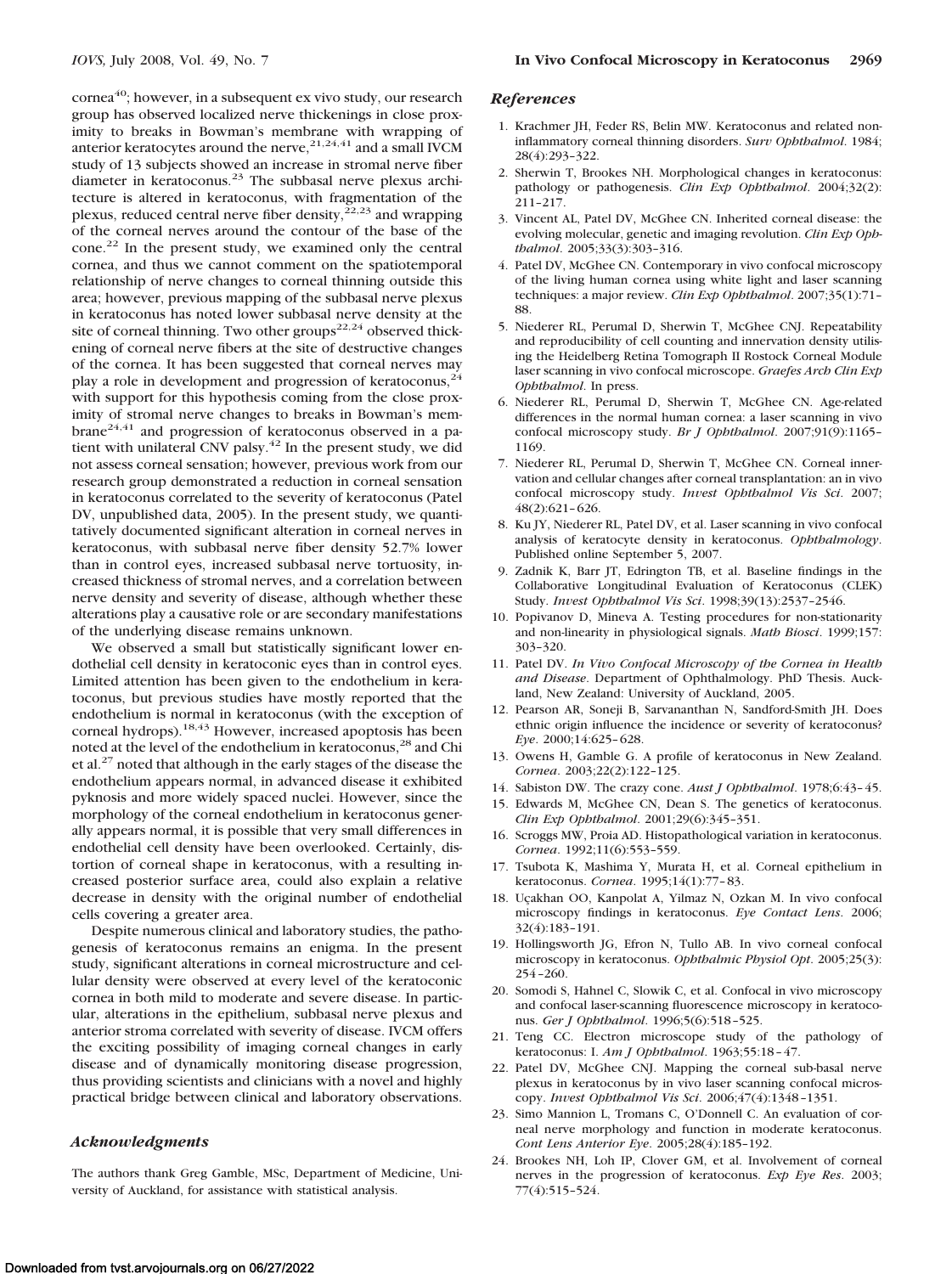cornea[40]; however, in a subsequent ex vivo study, our research group has observed localized nerve thickenings in close proximity to breaks in Bowman's membrane with wrapping of anterior keratocytes around the nerve,[21,24,41] and a small IVCM study of 13 subjects showed an increase in stromal nerve fiber diameter in keratoconus.[23] The subbasal nerve plexus architecture is altered in keratoconus, with fragmentation of the plexus, reduced central nerve fiber density,[22,23] and wrapping of the corneal nerves around the contour of the base of the cone.[22] In the present study, we examined only the central cornea, and thus we cannot comment on the spatiotemporal relationship of nerve changes to corneal thinning outside this area; however, previous mapping of the subbasal nerve plexus in keratoconus has noted lower subbasal nerve density at the site of corneal thinning. Two other groups[22,24] observed thickening of corneal nerve fibers at the site of destructive changes of the cornea. It has been suggested that corneal nerves may play a role in development and progression of keratoconus,[24] with support for this hypothesis coming from the close proximity of stromal nerve changes to breaks in Bowman's membrane[24,41] and progression of keratoconus observed in a patient with unilateral CNV palsy.[42] In the present study, we did not assess corneal sensation; however, previous work from our research group demonstrated a reduction in corneal sensation in keratoconus correlated to the severity of keratoconus (Patel DV, unpublished data, 2005). In the present study, we quantitatively documented significant alteration in corneal nerves in keratoconus, with subbasal nerve fiber density 52.7% lower than in control eyes, increased subbasal nerve tortuosity, increased thickness of stromal nerves, and a correlation between nerve density and severity of disease, although whether these alterations play a causative role or are secondary manifestations of the underlying disease remains unknown.

We observed a small but statistically significant lower endothelial cell density in keratoconic eyes than in control eyes. Limited attention has been given to the endothelium in keratoconus, but previous studies have mostly reported that the endothelium is normal in keratoconus (with the exception of corneal hydrops).[18,43] However, increased apoptosis has been noted at the level of the endothelium in keratoconus,[28] and Chi et al.[27] noted that although in the early stages of the disease the endothelium appears normal, in advanced disease it exhibited pyknosis and more widely spaced nuclei. However, since the morphology of the corneal endothelium in keratoconus generally appears normal, it is possible that very small differences in endothelial cell density have been overlooked. Certainly, distortion of corneal shape in keratoconus, with a resulting increased posterior surface area, could also explain a relative decrease in density with the original number of endothelial cells covering a greater area.

Despite numerous clinical and laboratory studies, the pathogenesis of keratoconus remains an enigma. In the present study, significant alterations in corneal microstructure and cellular density were observed at every level of the keratoconic cornea in both mild to moderate and severe disease. In particular, alterations in the epithelium, subbasal nerve plexus and anterior stroma correlated with severity of disease. IVCM offers the exciting possibility of imaging corneal changes in early disease and of dynamically monitoring disease progression, thus providing scientists and clinicians with a novel and highly practical bridge between clinical and laboratory observations.

## *Acknowledgments*

The authors thank Greg Gamble, MSc, Department of Medicine, University of Auckland, for assistance with statistical analysis.

## *References*

1. Krachmer JH, Feder RS, Belin MW. Keratoconus and related noninflammatory corneal thinning disorders. *Surv Ophthalmol*. 1984;28(4):293–322.
2. Sherwin T, Brookes NH. Morphological changes in keratoconus: pathology or pathogenesis. *Clin Exp Ophthalmol*. 2004;32(2):211–217.
3. Vincent AL, Patel DV, McGhee CN. Inherited corneal disease: the evolving molecular, genetic and imaging revolution. *Clin Exp Ophthalmol*. 2005;33(3):303–316.
4. Patel DV, McGhee CN. Contemporary in vivo confocal microscopy of the living human cornea using white light and laser scanning techniques: a major review. *Clin Exp Ophthalmol*. 2007;35(1):71–88.
5. Niederer RL, Perumal D, Sherwin T, McGhee CNJ. Repeatability and reproducibility of cell counting and innervation density utilising the Heidelberg Retina Tomograph II Rostock Corneal Module laser scanning in vivo confocal microscope. *Graefes Arch Clin Exp Ophthalmol*. In press.
6. Niederer RL, Perumal D, Sherwin T, McGhee CN. Age-related differences in the normal human cornea: a laser scanning in vivo confocal microscopy study. *Br J Ophthalmol*. 2007;91(9):1165–1169.
7. Niederer RL, Perumal D, Sherwin T, McGhee CN. Corneal innervation and cellular changes after corneal transplantation: an in vivo confocal microscopy study. *Invest Ophthalmol Vis Sci*. 2007;48(2):621–626.
8. Ku JY, Niederer RL, Patel DV, et al. Laser scanning in vivo confocal analysis of keratocyte density in keratoconus. *Ophthalmology*. Published online September 5, 2007.
9. Zadnik K, Barr JT, Edrington TB, et al. Baseline findings in the Collaborative Longitudinal Evaluation of Keratoconus (CLEK) Study. *Invest Ophthalmol Vis Sci*. 1998;39(13):2537–2546.
10. Popivanov D, Mineva A. Testing procedures for non-stationarity and non-linearity in physiological signals. *Math Biosci*. 1999;157:303–320.
11. Patel DV. *In Vivo Confocal Microscopy of the Cornea in Health and Disease*. Department of Ophthalmology. PhD Thesis. Auckland, New Zealand: University of Auckland, 2005.
12. Pearson AR, Soneji B, Sarvananthan N, Sandford-Smith JH. Does ethnic origin influence the incidence or severity of keratoconus? *Eye*. 2000;14:625–628.
13. Owens H, Gamble G. A profile of keratoconus in New Zealand. *Cornea*. 2003;22(2):122–125.
14. Sabiston DW. The crazy cone. *Aust J Ophthalmol*. 1978;6:43–45.
15. Edwards M, McGhee CN, Dean S. The genetics of keratoconus. *Clin Exp Ophthalmol*. 2001;29(6):345–351.
16. Scroggs MW, Proia AD. Histopathological variation in keratoconus. *Cornea*. 1992;11(6):553–559.
17. Tsubota K, Mashima Y, Murata H, et al. Corneal epithelium in keratoconus. *Cornea*. 1995;14(1):77–83.
18. Uçakhan OO, Kanpolat A, Yilmaz N, Ozkan M. In vivo confocal microscopy findings in keratoconus. *Eye Contact Lens*. 2006;32(4):183–191.
19. Hollingsworth JG, Efron N, Tullo AB. In vivo corneal confocal microscopy in keratoconus. *Ophthalmic Physiol Opt*. 2005;25(3):254–260.
20. Somodi S, Hahnel C, Slowik C, et al. Confocal in vivo microscopy and confocal laser-scanning fluorescence microscopy in keratoconus. *Ger J Ophthalmol*. 1996;5(6):518–525.
21. Teng CC. Electron microscope study of the pathology of keratoconus: I. *Am J Ophthalmol*. 1963;55:18–47.
22. Patel DV, McGhee CNJ. Mapping the corneal sub-basal nerve plexus in keratoconus by in vivo laser scanning confocal microscopy. *Invest Ophthalmol Vis Sci*. 2006;47(4):1348–1351.
23. Simo Mannion L, Tromans C, O'Donnell C. An evaluation of corneal nerve morphology and function in moderate keratoconus. *Cont Lens Anterior Eye*. 2005;28(4):185–192.
24. Brookes NH, Loh IP, Clover GM, et al. Involvement of corneal nerves in the progression of keratoconus. *Exp Eye Res*. 2003;77(4):515–524.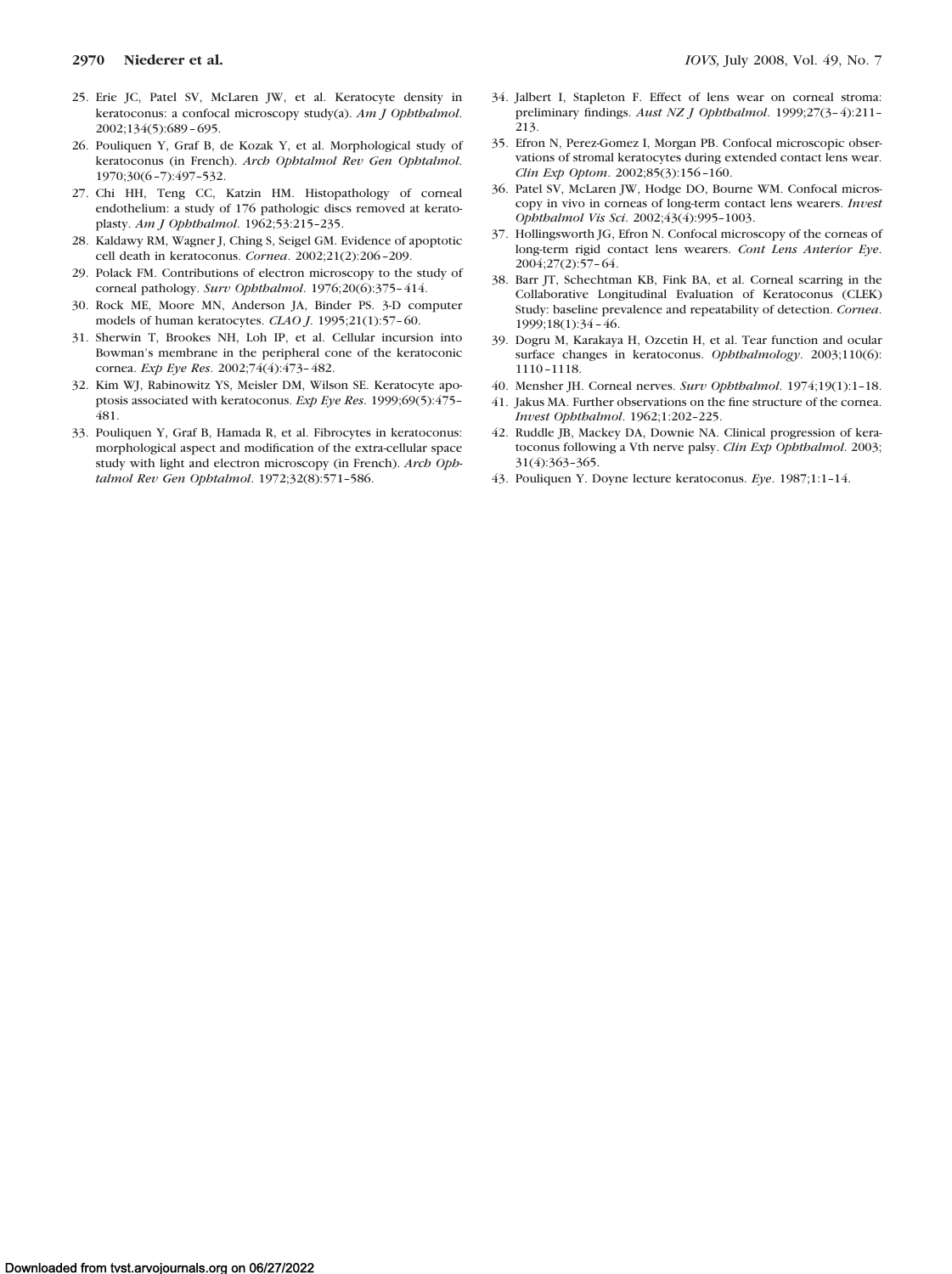25. Erie JC, Patel SV, McLaren JW, et al. Keratocyte density in keratoconus: a confocal microscopy study(a). *Am J Ophthalmol*. 2002;134(5):689–695.
26. Pouliquen Y, Graf B, de Kozak Y, et al. Morphological study of keratoconus (in French). *Arch Ophtalmol Rev Gen Ophtalmol*. 1970;30(6–7):497–532.
27. Chi HH, Teng CC, Katzin HM. Histopathology of corneal endothelium: a study of 176 pathologic discs removed at keratoplasty. *Am J Ophthalmol*. 1962;53:215–235.
28. Kaldawy RM, Wagner J, Ching S, Seigel GM. Evidence of apoptotic cell death in keratoconus. *Cornea*. 2002;21(2):206–209.
29. Polack FM. Contributions of electron microscopy to the study of corneal pathology. *Surv Ophthalmol*. 1976;20(6):375–414.
30. Rock ME, Moore MN, Anderson JA, Binder PS. 3-D computer models of human keratocytes. *CLAO J*. 1995;21(1):57–60.
31. Sherwin T, Brookes NH, Loh IP, et al. Cellular incursion into Bowman's membrane in the peripheral cone of the keratoconic cornea. *Exp Eye Res*. 2002;74(4):473–482.
32. Kim WJ, Rabinowitz YS, Meisler DM, Wilson SE. Keratocyte apoptosis associated with keratoconus. *Exp Eye Res*. 1999;69(5):475–481.
33. Pouliquen Y, Graf B, Hamada R, et al. Fibrocytes in keratoconus: morphological aspect and modification of the extra-cellular space study with light and electron microscopy (in French). *Arch Ophtalmol Rev Gen Ophtalmol*. 1972;32(8):571–586.
34. Jalbert I, Stapleton F. Effect of lens wear on corneal stroma: preliminary findings. *Aust NZ J Ophthalmol*. 1999;27(3–4):211–213.
35. Efron N, Perez-Gomez I, Morgan PB. Confocal microscopic observations of stromal keratocytes during extended contact lens wear. *Clin Exp Optom*. 2002;85(3):156–160.
36. Patel SV, McLaren JW, Hodge DO, Bourne WM. Confocal microscopy in vivo in corneas of long-term contact lens wearers. *Invest Ophthalmol Vis Sci*. 2002;43(4):995–1003.
37. Hollingsworth JG, Efron N. Confocal microscopy of the corneas of long-term rigid contact lens wearers. *Cont Lens Anterior Eye*. 2004;27(2):57–64.
38. Barr JT, Schechtman KB, Fink BA, et al. Corneal scarring in the Collaborative Longitudinal Evaluation of Keratoconus (CLEK) Study: baseline prevalence and repeatability of detection. *Cornea*. 1999;18(1):34–46.
39. Dogru M, Karakaya H, Ozcetin H, et al. Tear function and ocular surface changes in keratoconus. *Ophthalmology*. 2003;110(6):1110–1118.
40. Mensher JH. Corneal nerves. *Surv Ophthalmol*. 1974;19(1):1–18.
41. Jakus MA. Further observations on the fine structure of the cornea. *Invest Ophthalmol*. 1962;1:202–225.
42. Ruddle JB, Mackey DA, Downie NA. Clinical progression of keratoconus following a Vth nerve palsy. *Clin Exp Ophthalmol*. 2003;31(4):363–365.
43. Pouliquen Y. Doyne lecture keratoconus. *Eye*. 1987;1:1–14.